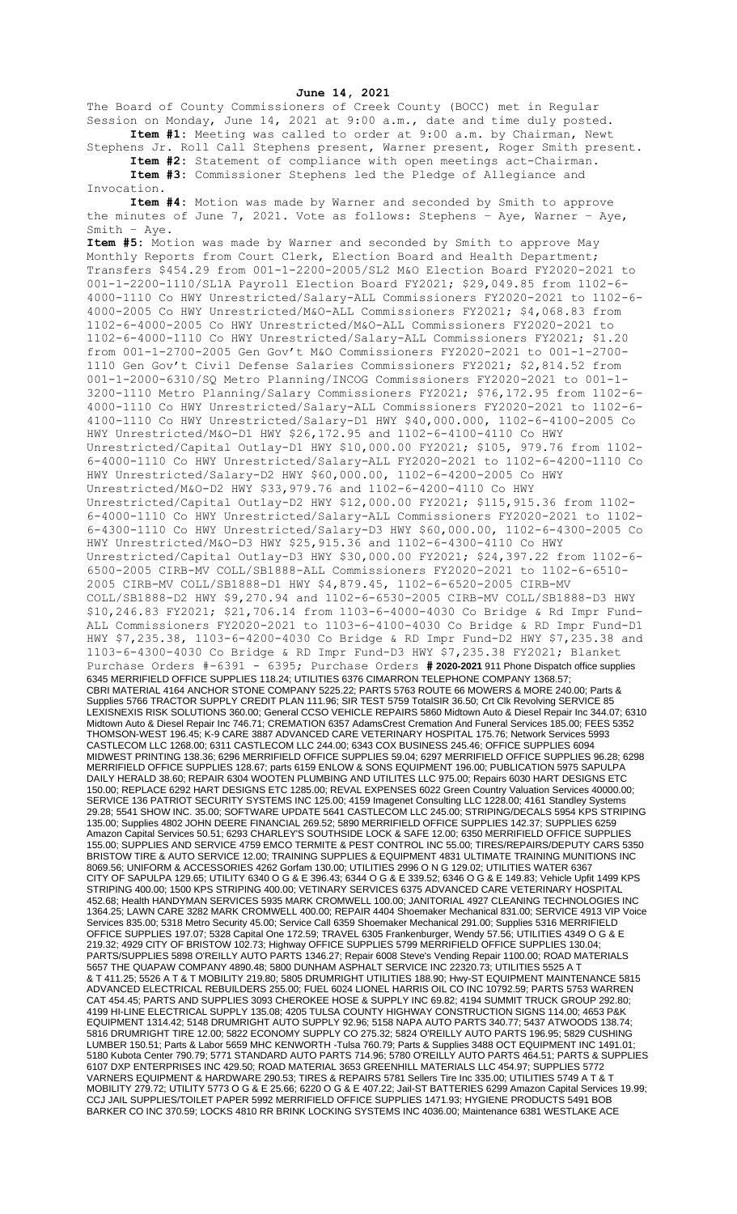**June 14, 2021**

The Board of County Commissioners of Creek County (BOCC) met in Regular Session on Monday, June 14, 2021 at 9:00 a.m., date and time duly posted.

**Item #1:** Meeting was called to order at 9:00 a.m. by Chairman, Newt Stephens Jr. Roll Call Stephens present, Warner present, Roger Smith present.

**Item #2:** Statement of compliance with open meetings act-Chairman.

**Item #3:** Commissioner Stephens led the Pledge of Allegiance and Invocation.

**Item #4:** Motion was made by Warner and seconded by Smith to approve the minutes of June 7, 2021. Vote as follows: Stephens – Aye, Warner – Aye, Smith – Aye.

**Item #5:** Motion was made by Warner and seconded by Smith to approve May Monthly Reports from Court Clerk, Election Board and Health Department; Transfers $454.29 from 001-1-2200-2005/SL2 M&O Election Board FY2020-2021 to 001-1-2200-1110/SL1A Payroll Election Board FY2021; $29,049.85 from 1102-6-4000-1110 Co HWY Unrestricted/Salary-ALL Commissioners FY2020-2021 to 1102-6-4000-2005 Co HWY Unrestricted/M&O-ALL Commissioners FY2021; $4,068.83 from 1102-6-4000-2005 Co HWY Unrestricted/M&O-ALL Commissioners FY2020-2021 to 1102-6-4000-1110 Co HWY Unrestricted/Salary-ALL Commissioners FY2021; $1.20 from 001-1-2700-2005 Gen Gov't M&O Commissioners FY2020-2021 to 001-1-2700-1110 Gen Gov't Civil Defense Salaries Commissioners FY2021; $2,814.52 from 001-1-2000-6310/SQ Metro Planning/INCOG Commissioners FY2020-2021 to 001-1-3200-1110 Metro Planning/Salary Commissioners FY2021; $76,172.95 from 1102-6-4000-1110 Co HWY Unrestricted/Salary-ALL Commissioners FY2020-2021 to 1102-6-4100-1110 Co HWY Unrestricted/Salary-D1 HWY $40,000.000, 1102-6-4100-2005 Co HWY Unrestricted/M&O-D1 HWY $26,172.95 and 1102-6-4100-4110 Co HWY Unrestricted/Capital Outlay-D1 HWY $10,000.00 FY2021; $105, 979.76 from 1102-6-4000-1110 Co HWY Unrestricted/Salary-ALL FY2020-2021 to 1102-6-4200-1110 Co HWY Unrestricted/Salary-D2 HWY $60,000.00, 1102-6-4200-2005 Co HWY Unrestricted/M&O-D2 HWY $33,979.76 and 1102-6-4200-4110 Co HWY Unrestricted/Capital Outlay-D2 HWY $12,000.00 FY2021; $115,915.36 from 1102-6-4000-1110 Co HWY Unrestricted/Salary-ALL Commissioners FY2020-2021 to 1102-6-4300-1110 Co HWY Unrestricted/Salary-D3 HWY $60,000.00, 1102-6-4300-2005 Co HWY Unrestricted/M&O-D3 HWY $25,915.36 and 1102-6-4300-4110 Co HWY Unrestricted/Capital Outlay-D3 HWY $30,000.00 FY2021; $24,397.22 from 1102-6-6500-2005 CIRB-MV COLL/SB1888-ALL Commissioners FY2020-2021 to 1102-6-6510-2005 CIRB-MV COLL/SB1888-D1 HWY $4,879.45, 1102-6-6520-2005 CIRB-MV COLL/SB1888-D2 HWY $9,270.94 and 1102-6-6530-2005 CIRB-MV COLL/SB1888-D3 HWY $10,246.83 FY2021; $21,706.14 from 1103-6-4000-4030 Co Bridge & Rd Impr Fund-ALL Commissioners FY2020-2021 to 1103-6-4100-4030 Co Bridge & RD Impr Fund-D1 HWY $7,235.38, 1103-6-4200-4030 Co Bridge & RD Impr Fund-D2 HWY $7,235.38 and 1103-6-4300-4030 Co Bridge & RD Impr Fund-D3 HWY $7,235.38 FY2021; Blanket Purchase Orders #-6391 - 6395; Purchase Orders **# 2020-2021** 911 Phone Dispatch office supplies 6345 MERRIFIELD OFFICE SUPPLIES 118.24; UTILITIES 6376 CIMARRON TELEPHONE COMPANY 1368.57; CBRI MATERIAL 4164 ANCHOR STONE COMPANY 5225.22; PARTS 5763 ROUTE 66 MOWERS & MORE 240.00; Parts & Supplies 5766 TRACTOR SUPPLY CREDIT PLAN 111.96; SIR TEST 5759 TotalSIR 36.50; Crt Clk Revolving SERVICE 85 LEXISNEXIS RISK SOLUTIONS 360.00; General CCSO VEHICLE REPAIRS 5860 Midtown Auto & Diesel Repair Inc 344.07; 6310 Midtown Auto & Diesel Repair Inc 746.71; CREMATION 6357 AdamsCrest Cremation And Funeral Services 185.00; FEES 5352 THOMSON-WEST 196.45; K-9 CARE 3887 ADVANCED CARE VETERINARY HOSPITAL 175.76; Network Services 5993 CASTLECOM LLC 1268.00; 6311 CASTLECOM LLC 244.00; 6343 COX BUSINESS 245.46; OFFICE SUPPLIES 6094 MIDWEST PRINTING 138.36; 6296 MERRIFIELD OFFICE SUPPLIES 59.04; 6297 MERRIFIELD OFFICE SUPPLIES 96.28; 6298 MERRIFIELD OFFICE SUPPLIES 128.67; parts 6159 ENLOW & SONS EQUIPMENT 196.00; PUBLICATION 5975 SAPULPA DAILY HERALD 38.60; REPAIR 6304 WOOTEN PLUMBING AND UTILITES LLC 975.00; Repairs 6030 HART DESIGNS ETC 150.00; REPLACE 6292 HART DESIGNS ETC 1285.00; REVAL EXPENSES 6022 Green Country Valuation Services 40000.00; SERVICE 136 PATRIOT SECURITY SYSTEMS INC 125.00; 4159 Imagenet Consulting LLC 1228.00; 4161 Standley Systems 29.28; 5541 SHOW INC. 35.00; SOFTWARE UPDATE 5641 CASTLECOM LLC 245.00; STRIPING/DECALS 5954 KPS STRIPING 135.00; Supplies 4802 JOHN DEERE FINANCIAL 269.52; 5890 MERRIFIELD OFFICE SUPPLIES 142.37; SUPPLIES 6259 Amazon Capital Services 50.51; 6293 CHARLEY'S SOUTHSIDE LOCK & SAFE 12.00; 6350 MERRIFIELD OFFICE SUPPLIES 155.00; SUPPLIES AND SERVICE 4759 EMCO TERMITE & PEST CONTROL INC 55.00; TIRES/REPAIRS/DEPUTY CARS 5350 BRISTOW TIRE & AUTO SERVICE 12.00; TRAINING SUPPLIES & EQUIPMENT 4831 ULTIMATE TRAINING MUNITIONS INC 8069.56; UNIFORM & ACCESSORIES 4262 Gorfam 130.00; UTILITIES 2996 O N G 129.02; UTILITIES WATER 6367 CITY OF SAPULPA 129.65; UTILITY 6340 O G & E 396.43; 6344 O G & E 339.52; 6346 O G & E 149.83; Vehicle Upfit 1499 KPS STRIPING 400.00; 1500 KPS STRIPING 400.00; VETINARY SERVICES 6375 ADVANCED CARE VETERINARY HOSPITAL 452.68; Health HANDYMAN SERVICES 5935 MARK CROMWELL 100.00; JANITORIAL 4927 CLEANING TECHNOLOGIES INC 1364.25; LAWN CARE 3282 MARK CROMWELL 400.00; REPAIR 4404 Shoemaker Mechanical 831.00; SERVICE 4913 VIP Voice Services 835.00; 5318 Metro Security 45.00; Service Call 6359 Shoemaker Mechanical 291.00; Supplies 5316 MERRIFIELD OFFICE SUPPLIES 197.07; 5328 Capital One 172.59; TRAVEL 6305 Frankenburger, Wendy 57.56; UTILITIES 4349 O G & E 219.32; 4929 CITY OF BRISTOW 102.73; Highway OFFICE SUPPLIES 5799 MERRIFIELD OFFICE SUPPLIES 130.04; PARTS/SUPPLIES 5898 O'REILLY AUTO PARTS 1346.27; Repair 6008 Steve's Vending Repair 1100.00; ROAD MATERIALS 5657 THE QUAPAW COMPANY 4890.48; 5800 DUNHAM ASPHALT SERVICE INC 22320.73; UTILITIES 5525 A T & T 411.25; 5526 A T & T MOBILITY 219.80; 5805 DRUMRIGHT UTILITIES 188.90; Hwy-ST EQUIPMENT MAINTENANCE 5815 ADVANCED ELECTRICAL REBUILDERS 255.00; FUEL 6024 LIONEL HARRIS OIL CO INC 10792.59; PARTS 5753 WARREN CAT 454.45; PARTS AND SUPPLIES 3093 CHEROKEE HOSE & SUPPLY INC 69.82; 4194 SUMMIT TRUCK GROUP 292.80; 4199 HI-LINE ELECTRICAL SUPPLY 135.08; 4205 TULSA COUNTY HIGHWAY CONSTRUCTION SIGNS 114.00; 4653 P&K EQUIPMENT 1314.42; 5148 DRUMRIGHT AUTO SUPPLY 92.96; 5158 NAPA AUTO PARTS 340.77; 5437 ATWOODS 138.74; 5816 DRUMRIGHT TIRE 12.00; 5822 ECONOMY SUPPLY CO 275.32; 5824 O'REILLY AUTO PARTS 196.95; 5829 CUSHING LUMBER 150.51; Parts & Labor 5659 MHC KENWORTH -Tulsa 760.79; Parts & Supplies 3488 OCT EQUIPMENT INC 1491.01; 5180 Kubota Center 790.79; 5771 STANDARD AUTO PARTS 714.96; 5780 O'REILLY AUTO PARTS 464.51; PARTS & SUPPLIES 6107 DXP ENTERPRISES INC 429.50; ROAD MATERIAL 3653 GREENHILL MATERIALS LLC 454.97; SUPPLIES 5772 VARNERS EQUIPMENT & HARDWARE 290.53; TIRES & REPAIRS 5781 Sellers Tire Inc 335.00; UTILITIES 5749 A T & T MOBILITY 279.72; UTILITY 5773 O G & E 25.66; 6220 O G & E 407.22; Jail-ST BATTERIES 6299 Amazon Capital Services 19.99; CCJ JAIL SUPPLIES/TOILET PAPER 5992 MERRIFIELD OFFICE SUPPLIES 1471.93; HYGIENE PRODUCTS 5491 BOB BARKER CO INC 370.59; LOCKS 4810 RR BRINK LOCKING SYSTEMS INC 4036.00; Maintenance 6381 WESTLAKE ACE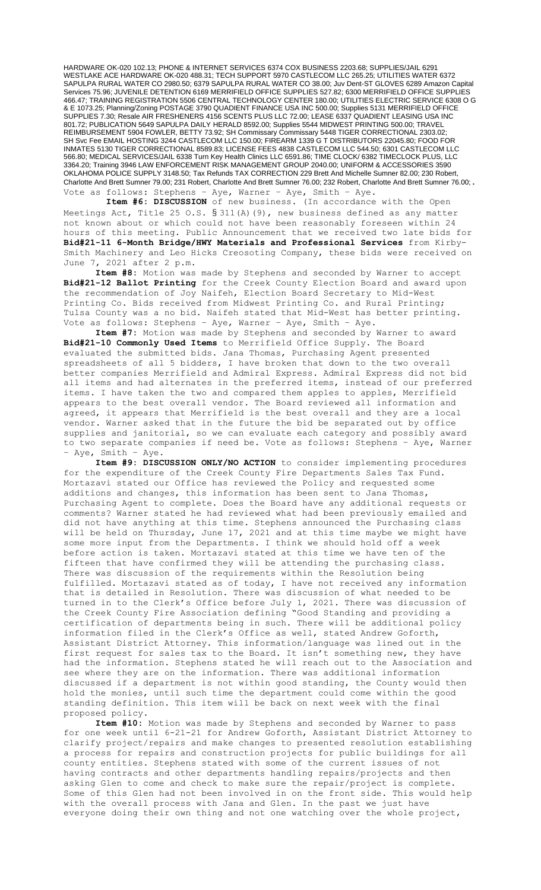HARDWARE OK-020 102.13; PHONE & INTERNET SERVICES 6374 COX BUSINESS 2203.68; SUPPLIES/JAIL 6291 WESTLAKE ACE HARDWARE OK-020 488.31; TECH SUPPORT 5970 CASTLECOM LLC 265.25; UTILITIES WATER 6372 SAPULPA RURAL WATER CO 2980.50; 6379 SAPULPA RURAL WATER CO 38.00; Juv Dent-ST GLOVES 6289 Amazon Capital Services 75.96; JUVENILE DETENTION 6169 MERRIFIELD OFFICE SUPPLIES 527.82; 6300 MERRIFIELD OFFICE SUPPLIES 466.47; TRAINING REGISTRATION 5506 CENTRAL TECHNOLOGY CENTER 180.00; UTILITIES ELECTRIC SERVICE 6308 O G & E 1073.25; Planning/Zoning POSTAGE 3790 QUADIENT FINANCE USA INC 500.00; Supplies 5131 MERRIFIELD OFFICE SUPPLIES 7.30; Resale AIR FRESHENERS 4156 SCENTS PLUS LLC 72.00; LEASE 6337 QUADIENT LEASING USA INC 801.72; PUBLICATION 5649 SAPULPA DAILY HERALD 8592.00; Supplies 5544 MIDWEST PRINTING 500.00; TRAVEL REIMBURSEMENT 5904 FOWLER, BETTY 73.92; SH Commissary Commissary 5448 TIGER CORRECTIONAL 2303.02; SH Svc Fee EMAIL HOSTING 3244 CASTLECOM LLC 150.00; FIREARM 1339 G T DISTRIBUTORS 22045.80; FOOD FOR INMATES 5130 TIGER CORRECTIONAL 8589.83; LICENSE FEES 4838 CASTLECOM LLC 544.50; 6301 CASTLECOM LLC 566.80; MEDICAL SERVICES/JAIL 6338 Turn Key Health Clinics LLC 6591.86; TIME CLOCK/ 6382 TIMECLOCK PLUS, LLC 3364.20; Training 3946 LAW ENFORCEMENT RISK MANAGEMENT GROUP 2040.00; UNIFORM & ACCESSORIES 3590 OKLAHOMA POLICE SUPPLY 3148.50; Tax Refunds TAX CORRECTION 229 Brett And Michelle Sumner 82.00; 230 Robert, Charlotte And Brett Sumner 79.00; 231 Robert, Charlotte And Brett Sumner 76.00; 232 Robert, Charlotte And Brett Sumner 76.00; . Vote as follows: Stephens – Aye, Warner – Aye, Smith – Aye.

**Item #6: DISCUSSION** of new business. (In accordance with the Open Meetings Act, Title 25 O.S. § 311(A)(9), new business defined as any matter not known about or which could not have been reasonably foreseen within 24 hours of this meeting. Public Announcement that we received two late bids for **Bid#21-11 6-Month Bridge/HWY Materials and Professional Services** from Kirby-Smith Machinery and Leo Hicks Creosoting Company, these bids were received on June 7, 2021 after 2 p.m.

**Item #8:** Motion was made by Stephens and seconded by Warner to accept **Bid#21-12 Ballot Printing** for the Creek County Election Board and award upon the recommendation of Joy Naifeh, Election Board Secretary to Mid-West Printing Co. Bids received from Midwest Printing Co. and Rural Printing; Tulsa County was a no bid. Naifeh stated that Mid-West has better printing. Vote as follows: Stephens – Aye, Warner – Aye, Smith – Aye.

**Item #7:** Motion was made by Stephens and seconded by Warner to award **Bid#21-10 Commonly Used Items** to Merrifield Office Supply. The Board evaluated the submitted bids. Jana Thomas, Purchasing Agent presented spreadsheets of all 5 bidders, I have broken that down to the two overall better companies Merrifield and Admiral Express. Admiral Express did not bid all items and had alternates in the preferred items, instead of our preferred items. I have taken the two and compared them apples to apples, Merrifield appears to the best overall vendor. The Board reviewed all information and agreed, it appears that Merrifield is the best overall and they are a local vendor. Warner asked that in the future the bid be separated out by office supplies and janitorial, so we can evaluate each category and possibly award to two separate companies if need be. Vote as follows: Stephens – Aye, Warner – Aye, Smith – Aye.

**Item #9: DISCUSSION ONLY/NO ACTION** to consider implementing procedures for the expenditure of the Creek County Fire Departments Sales Tax Fund. Mortazavi stated our Office has reviewed the Policy and requested some additions and changes, this information has been sent to Jana Thomas, Purchasing Agent to complete. Does the Board have any additional requests or comments? Warner stated he had reviewed what had been previously emailed and did not have anything at this time. Stephens announced the Purchasing class will be held on Thursday, June 17, 2021 and at this time maybe we might have some more input from the Departments. I think we should hold off a week before action is taken. Mortazavi stated at this time we have ten of the fifteen that have confirmed they will be attending the purchasing class. There was discussion of the requirements within the Resolution being fulfilled. Mortazavi stated as of today, I have not received any information that is detailed in Resolution. There was discussion of what needed to be turned in to the Clerk's Office before July 1, 2021. There was discussion of the Creek County Fire Association defining "Good Standing and providing a certification of departments being in such. There will be additional policy information filed in the Clerk's Office as well, stated Andrew Goforth, Assistant District Attorney. This information/language was lined out in the first request for sales tax to the Board. It isn't something new, they have had the information. Stephens stated he will reach out to the Association and see where they are on the information. There was additional information discussed if a department is not within good standing, the County would then hold the monies, until such time the department could come within the good standing definition. This item will be back on next week with the final proposed policy.

**Item #10:** Motion was made by Stephens and seconded by Warner to pass for one week until 6-21-21 for Andrew Goforth, Assistant District Attorney to clarify project/repairs and make changes to presented resolution establishing a process for repairs and construction projects for public buildings for all county entities. Stephens stated with some of the current issues of not having contracts and other departments handling repairs/projects and then asking Glen to come and check to make sure the repair/project is complete. Some of this Glen had not been involved in on the front side. This would help with the overall process with Jana and Glen. In the past we just have everyone doing their own thing and not one watching over the whole project,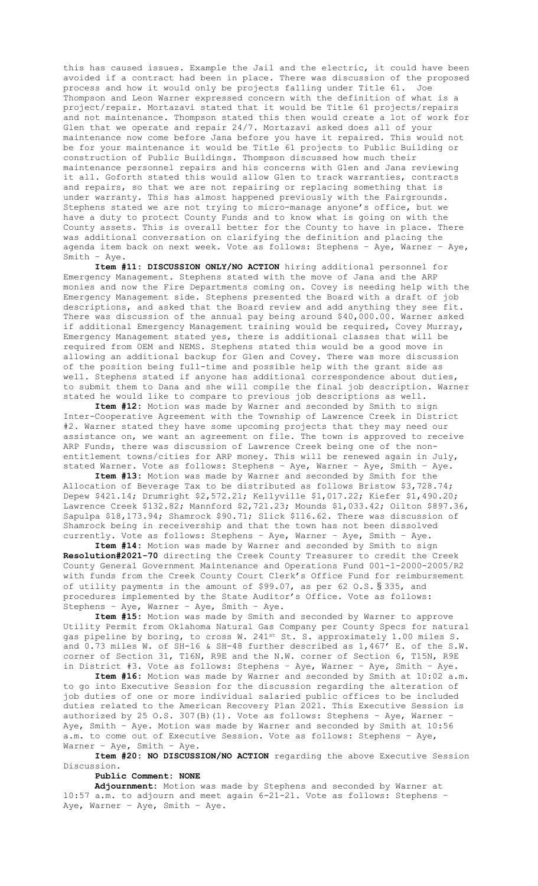this has caused issues. Example the Jail and the electric, it could have been avoided if a contract had been in place. There was discussion of the proposed process and how it would only be projects falling under Title 61. Joe Thompson and Leon Warner expressed concern with the definition of what is a project/repair. Mortazavi stated that it would be Title 61 projects/repairs and not maintenance. Thompson stated this then would create a lot of work for Glen that we operate and repair 24/7. Mortazavi asked does all of your maintenance now come before Jana before you have it repaired. This would not be for your maintenance it would be Title 61 projects to Public Building or construction of Public Buildings. Thompson discussed how much their maintenance personnel repairs and his concerns with Glen and Jana reviewing it all. Goforth stated this would allow Glen to track warranties, contracts and repairs, so that we are not repairing or replacing something that is under warranty. This has almost happened previously with the Fairgrounds. Stephens stated we are not trying to micro-manage anyone's office, but we have a duty to protect County Funds and to know what is going on with the County assets. This is overall better for the County to have in place. There was additional conversation on clarifying the definition and placing the agenda item back on next week. Vote as follows: Stephens – Aye, Warner – Aye, Smith – Aye.

**Item #11: DISCUSSION ONLY/NO ACTION** hiring additional personnel for Emergency Management. Stephens stated with the move of Jana and the ARP monies and now the Fire Departments coming on. Covey is needing help with the Emergency Management side. Stephens presented the Board with a draft of job descriptions, and asked that the Board review and add anything they see fit. There was discussion of the annual pay being around $40,000.00. Warner asked if additional Emergency Management training would be required, Covey Murray, Emergency Management stated yes, there is additional classes that will be required from OEM and NEMS. Stephens stated this would be a good move in allowing an additional backup for Glen and Covey. There was more discussion of the position being full-time and possible help with the grant side as well. Stephens stated if anyone has additional correspondence about duties, to submit them to Dana and she will compile the final job description. Warner stated he would like to compare to previous job descriptions as well.

**Item #12:** Motion was made by Warner and seconded by Smith to sign Inter-Cooperative Agreement with the Township of Lawrence Creek in District #2. Warner stated they have some upcoming projects that they may need our assistance on, we want an agreement on file. The town is approved to receive ARP Funds, there was discussion of Lawrence Creek being one of the non-entitlement towns/cities for ARP money. This will be renewed again in July, stated Warner. Vote as follows: Stephens – Aye, Warner – Aye, Smith – Aye.

**Item #13:** Motion was made by Warner and seconded by Smith for the Allocation of Beverage Tax to be distributed as follows Bristow $3,728.74; Depew $421.14; Drumright $2,572.21; Kellyville $1,017.22; Kiefer $1,490.20; Lawrence Creek $132.82; Mannford $2,721.23; Mounds $1,033.42; Oilton $897.36, Sapulpa $18,173.94; Shamrock $90.71; Slick $116.62. There was discussion of Shamrock being in receivership and that the town has not been dissolved currently. Vote as follows: Stephens – Aye, Warner – Aye, Smith – Aye.

**Item #14:** Motion was made by Warner and seconded by Smith to sign **Resolution#2021-70** directing the Creek County Treasurer to credit the Creek County General Government Maintenance and Operations Fund 001-1-2000-2005/R2 with funds from the Creek County Court Clerk's Office Fund for reimbursement of utility payments in the amount of $99.07, as per 62 O.S.§335, and procedures implemented by the State Auditor's Office. Vote as follows: Stephens – Aye, Warner – Aye, Smith – Aye.

**Item #15:** Motion was made by Smith and seconded by Warner to approve Utility Permit from Oklahoma Natural Gas Company per County Specs for natural gas pipeline by boring, to cross W. 241st St. S. approximately 1.00 miles S. and 0.73 miles W. of SH-16 & SH-48 further described as 1,467' E. of the S.W. corner of Section 31, T16N, R9E and the N.W. corner of Section 6, T15N, R9E in District #3. Vote as follows: Stephens – Aye, Warner – Aye, Smith – Aye.

**Item #16:** Motion was made by Warner and seconded by Smith at 10:02 a.m. to go into Executive Session for the discussion regarding the alteration of job duties of one or more individual salaried public offices to be included duties related to the American Recovery Plan 2021. This Executive Session is authorized by 25 O.S. 307(B)(1). Vote as follows: Stephens – Aye, Warner – Aye, Smith – Aye. Motion was made by Warner and seconded by Smith at 10:56 a.m. to come out of Executive Session. Vote as follows: Stephens – Aye, Warner – Aye, Smith – Aye.

**Item #20: NO DISCUSSION/NO ACTION** regarding the above Executive Session Discussion.

**Public Comment: NONE**

**Adjournment:** Motion was made by Stephens and seconded by Warner at 10:57 a.m. to adjourn and meet again 6-21-21. Vote as follows: Stephens – Aye, Warner – Aye, Smith – Aye.